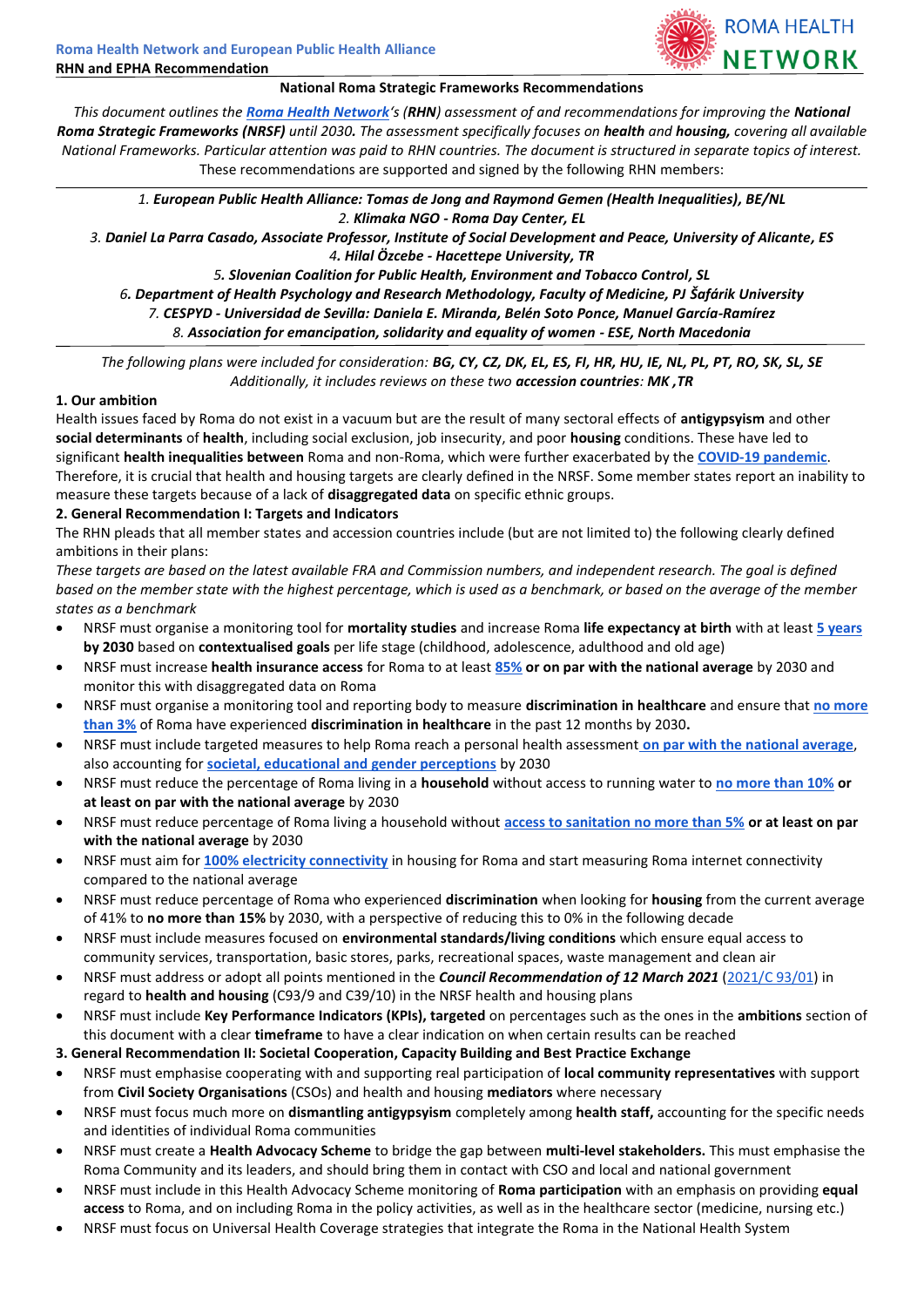**Roma Health Network and European Public Health Alliance**
**RHN and EPHA Recommendation**

ROMA HEALTH NETWORK

## National Roma Strategic Frameworks Recommendations

*This document outlines the **Roma Health Network**'s (**RHN**) assessment of and recommendations for improving the **National Roma Strategic Frameworks (NRSF)** until 2030. The assessment specifically focuses on **health** and **housing**, covering all available National Frameworks. Particular attention was paid to RHN countries. The document is structured in separate topics of interest.*
These recommendations are supported and signed by the following RHN members:

1. ***European Public Health Alliance: Tomas de Jong and Raymond Gemen (Health Inequalities), BE/NL***
2. ***Klimaka NGO - Roma Day Center, EL***
3. ***Daniel La Parra Casado, Associate Professor, Institute of Social Development and Peace, University of Alicante, ES***
4. ***Hilal Özcebe - Hacettepe University, TR***
5. ***Slovenian Coalition for Public Health, Environment and Tobacco Control, SL***
6. ***Department of Health Psychology and Research Methodology, Faculty of Medicine, PJ Šafárik University***
7. ***CESPYD - Universidad de Sevilla: Daniela E. Miranda, Belén Soto Ponce, Manuel García-Ramírez***
8. ***Association for emancipation, solidarity and equality of women - ESE, North Macedonia***

*The following plans were included for consideration: **BG, CY, CZ, DK, EL, ES, FI, HR, HU, IE, NL, PL, PT, RO, SK, SL, SE***
*Additionally, it includes reviews on these two **accession countries**: **MK ,TR***

### 1. Our ambition

Health issues faced by Roma do not exist in a vacuum but are the result of many sectoral effects of **antigypsyism** and other **social determinants** of **health**, including social exclusion, job insecurity, and poor **housing** conditions. These have led to significant **health inequalities between** Roma and non-Roma, which were further exacerbated by the **COVID-19 pandemic**. Therefore, it is crucial that health and housing targets are clearly defined in the NRSF. Some member states report an inability to measure these targets because of a lack of **disaggregated data** on specific ethnic groups.

### 2. General Recommendation I: Targets and Indicators

The RHN pleads that all member states and accession countries include (but are not limited to) the following clearly defined ambitions in their plans:

*These targets are based on the latest available FRA and Commission numbers, and independent research. The goal is defined based on the member state with the highest percentage, which is used as a benchmark, or based on the average of the member states as a benchmark*

- NRSF must organise a monitoring tool for **mortality studies** and increase Roma **life expectancy at birth** with at least **5 years by 2030** based on **contextualised goals** per life stage (childhood, adolescence, adulthood and old age)
- NRSF must increase **health insurance access** for Roma to at least **85%** **or on par with the national average** by 2030 and monitor this with disaggregated data on Roma
- NRSF must organise a monitoring tool and reporting body to measure **discrimination in healthcare** and ensure that **no more than 3%** of Roma have experienced **discrimination in healthcare** in the past 12 months by 2030**.**
- NRSF must include targeted measures to help Roma reach a personal health assessment **on par with the national average**, also accounting for **societal, educational and gender perceptions** by 2030
- NRSF must reduce the percentage of Roma living in a **household** without access to running water to **no more than 10%** **or at least on par with the national average** by 2030
- NRSF must reduce percentage of Roma living a household without **access to sanitation no more than 5%** **or at least on par with the national average** by 2030
- NRSF must aim for **100% electricity connectivity** in housing for Roma and start measuring Roma internet connectivity compared to the national average
- NRSF must reduce percentage of Roma who experienced **discrimination** when looking for **housing** from the current average of 41% to **no more than 15%** by 2030, with a perspective of reducing this to 0% in the following decade
- NRSF must include measures focused on **environmental standards/living conditions** which ensure equal access to community services, transportation, basic stores, parks, recreational spaces, waste management and clean air
- NRSF must address or adopt all points mentioned in the ***Council Recommendation of 12 March 2021*** (2021/C 93/01) in regard to **health and housing** (C93/9 and C39/10) in the NRSF health and housing plans
- NRSF must include **Key Performance Indicators (KPIs), targeted** on percentages such as the ones in the **ambitions** section of this document with a clear **timeframe** to have a clear indication on when certain results can be reached

### 3. General Recommendation II: Societal Cooperation, Capacity Building and Best Practice Exchange

- NRSF must emphasise cooperating with and supporting real participation of **local community representatives** with support from **Civil Society Organisations** (CSOs) and health and housing **mediators** where necessary
- NRSF must focus much more on **dismantling antigypsyism** completely among **health staff,** accounting for the specific needs and identities of individual Roma communities
- NRSF must create a **Health Advocacy Scheme** to bridge the gap between **multi-level stakeholders.** This must emphasise the Roma Community and its leaders, and should bring them in contact with CSO and local and national government
- NRSF must include in this Health Advocacy Scheme monitoring of **Roma participation** with an emphasis on providing **equal access** to Roma, and on including Roma in the policy activities, as well as in the healthcare sector (medicine, nursing etc.)
- NRSF must focus on Universal Health Coverage strategies that integrate the Roma in the National Health System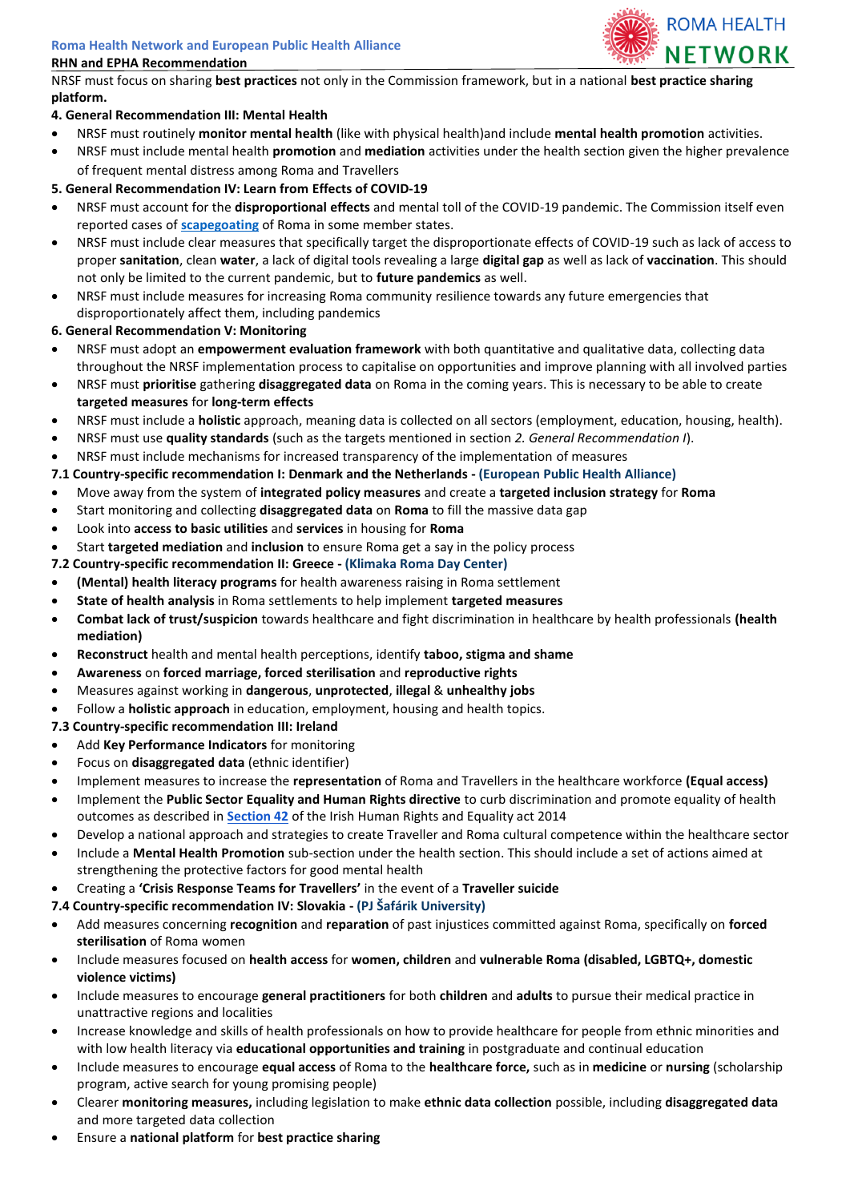NRSF must focus on sharing **best practices** not only in the Commission framework, but in a national **best practice sharing platform.**

### 4. General Recommendation III: Mental Health

- NRSF must routinely **monitor mental health** (like with physical health)and include **mental health promotion** activities.
- NRSF must include mental health **promotion** and **mediation** activities under the health section given the higher prevalence of frequent mental distress among Roma and Travellers

### 5. General Recommendation IV: Learn from Effects of COVID-19

- NRSF must account for the **disproportional effects** and mental toll of the COVID-19 pandemic. The Commission itself even reported cases of **scapegoating** of Roma in some member states.
- NRSF must include clear measures that specifically target the disproportionate effects of COVID-19 such as lack of access to proper **sanitation**, clean **water**, a lack of digital tools revealing a large **digital gap** as well as lack of **vaccination**. This should not only be limited to the current pandemic, but to **future pandemics** as well.
- NRSF must include measures for increasing Roma community resilience towards any future emergencies that disproportionately affect them, including pandemics

### 6. General Recommendation V: Monitoring

- NRSF must adopt an **empowerment evaluation framework** with both quantitative and qualitative data, collecting data throughout the NRSF implementation process to capitalise on opportunities and improve planning with all involved parties
- NRSF must **prioritise** gathering **disaggregated data** on Roma in the coming years. This is necessary to be able to create **targeted measures** for **long-term effects**
- NRSF must include a **holistic** approach, meaning data is collected on all sectors (employment, education, housing, health).
- NRSF must use **quality standards** (such as the targets mentioned in section *2. General Recommendation I*).
- NRSF must include mechanisms for increased transparency of the implementation of measures

### 7.1 Country-specific recommendation I: Denmark and the Netherlands - (European Public Health Alliance)

- Move away from the system of **integrated policy measures** and create a **targeted inclusion strategy** for **Roma**
- Start monitoring and collecting **disaggregated data** on **Roma** to fill the massive data gap
- Look into **access to basic utilities** and **services** in housing for **Roma**
- Start **targeted mediation** and **inclusion** to ensure Roma get a say in the policy process

### 7.2 Country-specific recommendation II: Greece - (Klimaka Roma Day Center)

- **(Mental) health literacy programs** for health awareness raising in Roma settlement
- **State of health analysis** in Roma settlements to help implement **targeted measures**
- **Combat lack of trust/suspicion** towards healthcare and fight discrimination in healthcare by health professionals **(health mediation)**
- **Reconstruct** health and mental health perceptions, identify **taboo, stigma and shame**
- **Awareness** on **forced marriage, forced sterilisation** and **reproductive rights**
- Measures against working in **dangerous**, **unprotected**, **illegal** & **unhealthy jobs**
- Follow a **holistic approach** in education, employment, housing and health topics.

### 7.3 Country-specific recommendation III: Ireland

- Add **Key Performance Indicators** for monitoring
- Focus on **disaggregated data** (ethnic identifier)
- Implement measures to increase the **representation** of Roma and Travellers in the healthcare workforce **(Equal access)**
- Implement the **Public Sector Equality and Human Rights directive** to curb discrimination and promote equality of health outcomes as described in **Section 42** of the Irish Human Rights and Equality act 2014
- Develop a national approach and strategies to create Traveller and Roma cultural competence within the healthcare sector
- Include a **Mental Health Promotion** sub-section under the health section. This should include a set of actions aimed at strengthening the protective factors for good mental health
- Creating a **'Crisis Response Teams for Travellers'** in the event of a **Traveller suicide**

### 7.4 Country-specific recommendation IV: Slovakia - (PJ Šafárik University)

- Add measures concerning **recognition** and **reparation** of past injustices committed against Roma, specifically on **forced sterilisation** of Roma women
- Include measures focused on **health access** for **women, children** and **vulnerable Roma (disabled, LGBTQ+, domestic violence victims)**
- Include measures to encourage **general practitioners** for both **children** and **adults** to pursue their medical practice in unattractive regions and localities
- Increase knowledge and skills of health professionals on how to provide healthcare for people from ethnic minorities and with low health literacy via **educational opportunities and training** in postgraduate and continual education
- Include measures to encourage **equal access** of Roma to the **healthcare force,** such as in **medicine** or **nursing** (scholarship program, active search for young promising people)
- Clearer **monitoring measures,** including legislation to make **ethnic data collection** possible, including **disaggregated data** and more targeted data collection
- Ensure a **national platform** for **best practice sharing**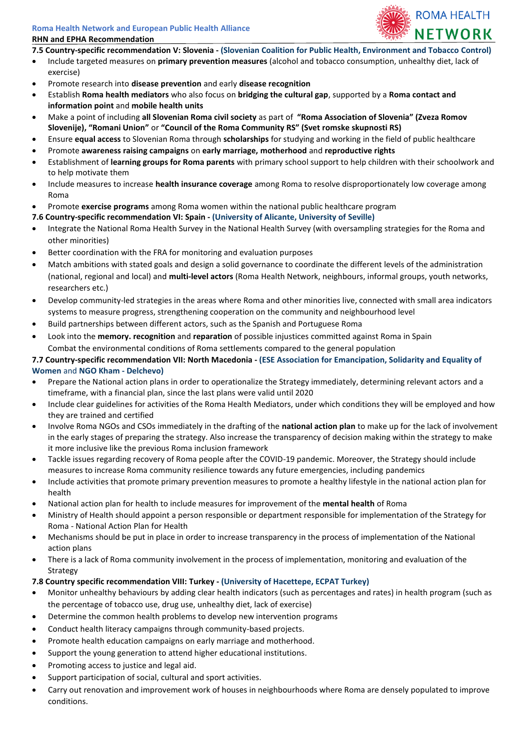### 7.5 Country-specific recommendation V: Slovenia - (Slovenian Coalition for Public Health, Environment and Tobacco Control)

- Include targeted measures on **primary prevention measures** (alcohol and tobacco consumption, unhealthy diet, lack of exercise)
- Promote research into **disease prevention** and early **disease recognition**
- Establish **Roma health mediators** who also focus on **bridging the cultural gap**, supported by a **Roma contact and information point** and **mobile health units**
- Make a point of including **all Slovenian Roma civil society** as part of **"Roma Association of Slovenia" (Zveza Romov Slovenije), "Romani Union"** or **"Council of the Roma Community RS" (Svet romske skupnosti RS)**
- Ensure **equal access** to Slovenian Roma through **scholarships** for studying and working in the field of public healthcare
- Promote **awareness raising campaigns** on **early marriage, motherhood** and **reproductive rights**
- Establishment of **learning groups for Roma parents** with primary school support to help children with their schoolwork and to help motivate them
- Include measures to increase **health insurance coverage** among Roma to resolve disproportionately low coverage among Roma
- Promote **exercise programs** among Roma women within the national public healthcare program

### 7.6 Country-specific recommendation VI: Spain - (University of Alicante, University of Seville)

- Integrate the National Roma Health Survey in the National Health Survey (with oversampling strategies for the Roma and other minorities)
- Better coordination with the FRA for monitoring and evaluation purposes
- Match ambitions with stated goals and design a solid governance to coordinate the different levels of the administration (national, regional and local) and **multi-level actors** (Roma Health Network, neighbours, informal groups, youth networks, researchers etc.)
- Develop community-led strategies in the areas where Roma and other minorities live, connected with small area indicators systems to measure progress, strengthening cooperation on the community and neighbourhood level
- Build partnerships between different actors, such as the Spanish and Portuguese Roma
- Look into the **memory. recognition** and **reparation** of possible injustices committed against Roma in Spain
  Combat the environmental conditions of Roma settlements compared to the general population

### 7.7 Country-specific recommendation VII: North Macedonia - (ESE Association for Emancipation, Solidarity and Equality of Women and NGO Kham - Delchevo)

- Prepare the National action plans in order to operationalize the Strategy immediately, determining relevant actors and a timeframe, with a financial plan, since the last plans were valid until 2020
- Include clear guidelines for activities of the Roma Health Mediators, under which conditions they will be employed and how they are trained and certified
- Involve Roma NGOs and CSOs immediately in the drafting of the **national action plan** to make up for the lack of involvement in the early stages of preparing the strategy. Also increase the transparency of decision making within the strategy to make it more inclusive like the previous Roma inclusion framework
- Tackle issues regarding recovery of Roma people after the COVID-19 pandemic. Moreover, the Strategy should include measures to increase Roma community resilience towards any future emergencies, including pandemics
- Include activities that promote primary prevention measures to promote a healthy lifestyle in the national action plan for health
- National action plan for health to include measures for improvement of the **mental health** of Roma
- Ministry of Health should appoint a person responsible or department responsible for implementation of the Strategy for Roma - National Action Plan for Health
- Mechanisms should be put in place in order to increase transparency in the process of implementation of the National action plans
- There is a lack of Roma community involvement in the process of implementation, monitoring and evaluation of the Strategy

### 7.8 Country specific recommendation VIII: Turkey - (University of Hacettepe, ECPAT Turkey)

- Monitor unhealthy behaviours by adding clear health indicators (such as percentages and rates) in health program (such as the percentage of tobacco use, drug use, unhealthy diet, lack of exercise)
- Determine the common health problems to develop new intervention programs
- Conduct health literacy campaigns through community-based projects.
- Promote health education campaigns on early marriage and motherhood.
- Support the young generation to attend higher educational institutions.
- Promoting access to justice and legal aid.
- Support participation of social, cultural and sport activities.
- Carry out renovation and improvement work of houses in neighbourhoods where Roma are densely populated to improve conditions.